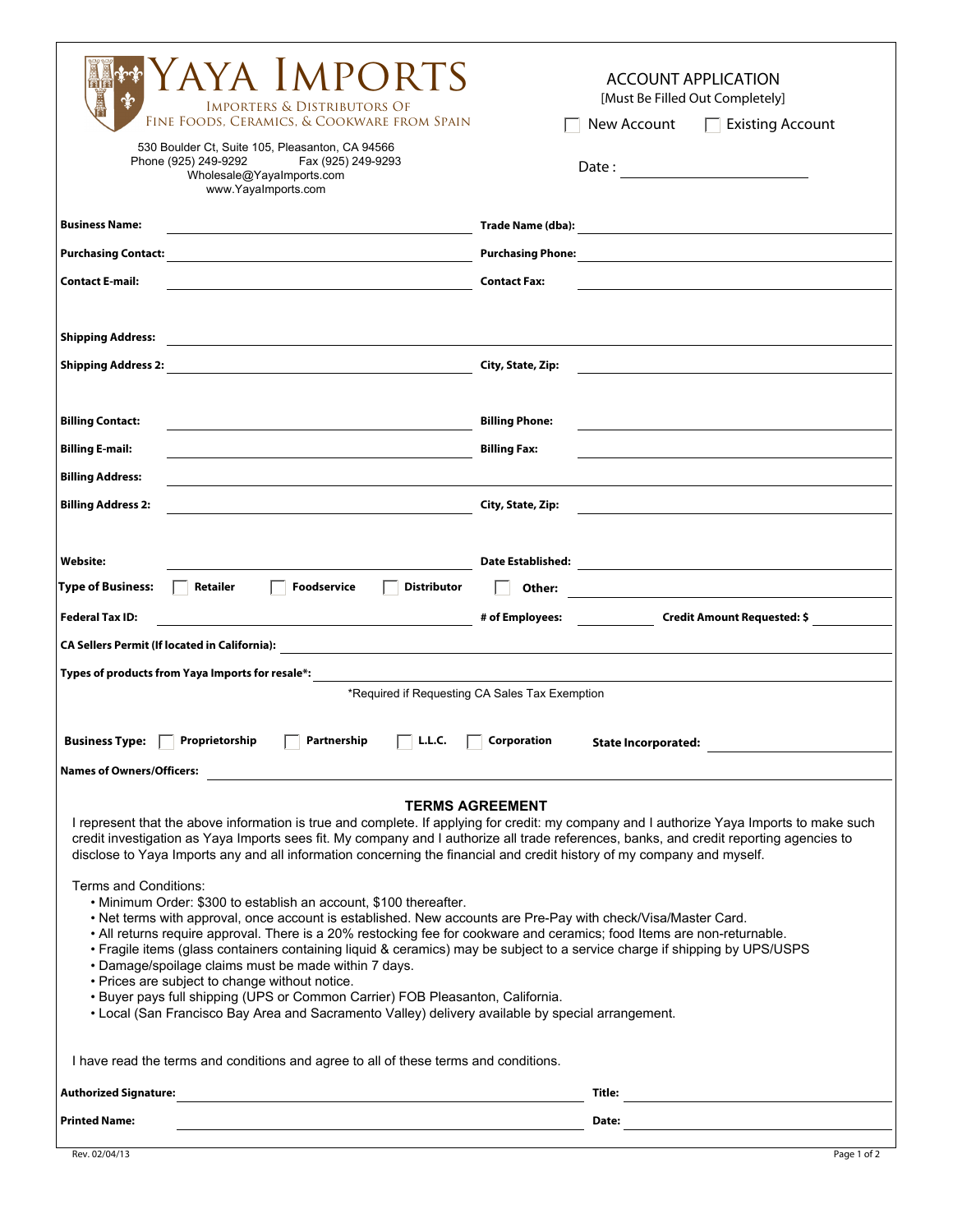# YAYA IMPORTS

IMPORTERS & DISTRIBUTORS OF
FINE FOODS, CERAMICS, & COOKWARE FROM SPAIN

530 Boulder Ct, Suite 105, Pleasanton, CA 94566
Phone (925) 249-9292 Fax (925) 249-9293
Wholesale@YayaImports.com
www.YayaImports.com

## ACCOUNT APPLICATION

[Must Be Filled Out Completely]

☐ New Account ☐ Existing Account

Date : ______________________

**Business Name:** ______________________ **Trade Name (dba):** ______________________

**Purchasing Contact:** ______________________ **Purchasing Phone:** ______________________

**Contact E-mail:** ______________________ **Contact Fax:** ______________________

**Shipping Address:** ______________________

**Shipping Address 2:** ______________________ **City, State, Zip:** ______________________

**Billing Contact:** ______________________ **Billing Phone:** ______________________

**Billing E-mail:** ______________________ **Billing Fax:** ______________________

**Billing Address:** ______________________

**Billing Address 2:** ______________________ **City, State, Zip:** ______________________

**Website:** ______________________ **Date Established:** ______________________

**Type of Business:** ☐ **Retailer** ☐ **Foodservice** ☐ **Distributor** ☐ **Other:** ______________________

**Federal Tax ID:** ______________________ **# of Employees:** __________ **Credit Amount Requested: $** __________

**CA Sellers Permit (If located in California):** ______________________

**Types of products from Yaya Imports for resale*:** ______________________

*Required if Requesting CA Sales Tax Exemption

**Business Type:** ☐ **Proprietorship** ☐ **Partnership** ☐ **L.L.C.** ☐ **Corporation** **State Incorporated:** ______________________

**Names of Owners/Officers:** ______________________

## TERMS AGREEMENT

I represent that the above information is true and complete. If applying for credit: my company and I authorize Yaya Imports to make such credit investigation as Yaya Imports sees fit. My company and I authorize all trade references, banks, and credit reporting agencies to disclose to Yaya Imports any and all information concerning the financial and credit history of my company and myself.

Terms and Conditions:

- Minimum Order: $300 to establish an account, $100 thereafter.
- Net terms with approval, once account is established. New accounts are Pre-Pay with check/Visa/Master Card.
- All returns require approval. There is a 20% restocking fee for cookware and ceramics; food Items are non-returnable.
- Fragile items (glass containers containing liquid & ceramics) may be subject to a service charge if shipping by UPS/USPS
- Damage/spoilage claims must be made within 7 days.
- Prices are subject to change without notice.
- Buyer pays full shipping (UPS or Common Carrier) FOB Pleasanton, California.
- Local (San Francisco Bay Area and Sacramento Valley) delivery available by special arrangement.

I have read the terms and conditions and agree to all of these terms and conditions.

**Authorized Signature:** ______________________ **Title:** ______________________

**Printed Name:** ______________________ **Date:** ______________________

Rev. 02/04/13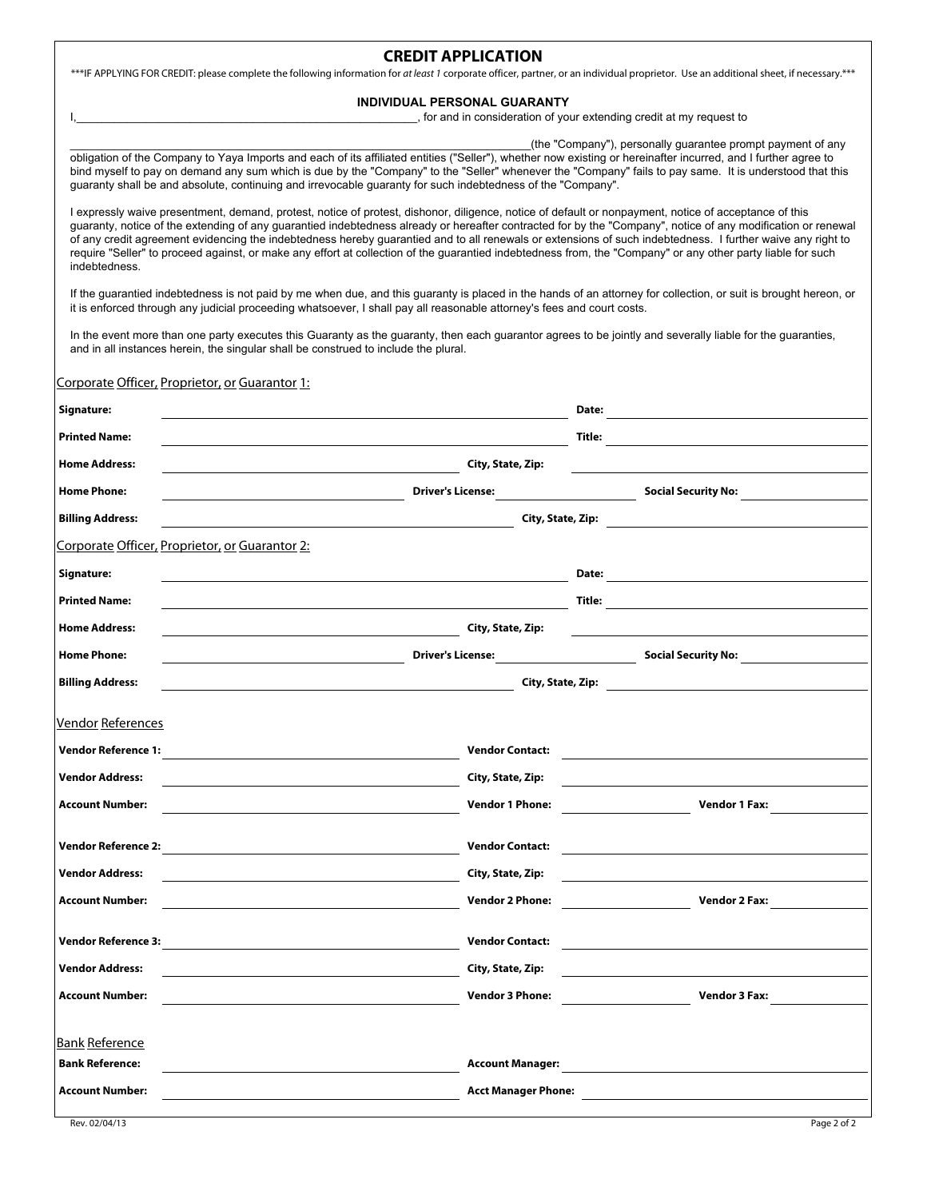# CREDIT APPLICATION

\*\*\*IF APPLYING FOR CREDIT: please complete the following information for *at least 1* corporate officer, partner, or an individual proprietor. Use an additional sheet, if necessary.\*\*\*

## INDIVIDUAL PERSONAL GUARANTY

I,\_\_\_\_\_\_\_\_\_\_\_\_\_\_\_\_\_\_\_\_\_\_\_\_\_\_\_\_\_\_\_\_\_\_\_\_\_\_\_\_\_\_\_\_\_\_\_\_\_\_\_\_\_\_\_\_, for and in consideration of your extending credit at my request to

\_\_\_\_\_\_\_\_\_\_\_\_\_\_\_\_\_\_\_\_\_\_\_\_\_\_\_\_\_\_\_\_\_\_\_\_\_\_\_\_\_\_\_\_\_\_\_\_\_\_\_\_\_\_\_\_\_\_\_\_\_\_\_\_\_\_\_\_\_\_\_\_\_(the "Company"), personally guarantee prompt payment of any obligation of the Company to Yaya Imports and each of its affiliated entities ("Seller"), whether now existing or hereinafter incurred, and I further agree to bind myself to pay on demand any sum which is due by the "Company" to the "Seller" whenever the "Company" fails to pay same. It is understood that this guaranty shall be and absolute, continuing and irrevocable guaranty for such indebtedness of the "Company".

I expressly waive presentment, demand, protest, notice of protest, dishonor, diligence, notice of default or nonpayment, notice of acceptance of this guaranty, notice of the extending of any guarantied indebtedness already or hereafter contracted for by the "Company", notice of any modification or renewal of any credit agreement evidencing the indebtedness hereby guarantied and to all renewals or extensions of such indebtedness. I further waive any right to require "Seller" to proceed against, or make any effort at collection of the guarantied indebtedness from, the "Company" or any other party liable for such indebtedness.

If the guarantied indebtedness is not paid by me when due, and this guaranty is placed in the hands of an attorney for collection, or suit is brought hereon, or it is enforced through any judicial proceeding whatsoever, I shall pay all reasonable attorney's fees and court costs.

In the event more than one party executes this Guaranty as the guaranty, then each guarantor agrees to be jointly and severally liable for the guaranties, and in all instances herein, the singular shall be construed to include the plural.

### Corporate Officer, Proprietor, or Guarantor 1:

**Signature:** \_\_\_\_\_\_\_\_\_\_\_\_\_\_\_\_\_\_\_\_ **Date:** \_\_\_\_\_\_\_\_\_\_\_\_

**Printed Name:** \_\_\_\_\_\_\_\_\_\_\_\_\_\_\_\_\_\_\_\_ **Title:** \_\_\_\_\_\_\_\_\_\_\_\_

**Home Address:** \_\_\_\_\_\_\_\_\_\_\_\_\_\_\_\_\_\_\_\_ **City, State, Zip:** \_\_\_\_\_\_\_\_\_\_\_\_

**Home Phone:** \_\_\_\_\_\_\_\_\_\_\_\_ **Driver's License:** \_\_\_\_\_\_\_\_\_\_\_\_ **Social Security No:** \_\_\_\_\_\_\_\_\_\_\_\_

**Billing Address:** \_\_\_\_\_\_\_\_\_\_\_\_\_\_\_\_\_\_\_\_ **City, State, Zip:** \_\_\_\_\_\_\_\_\_\_\_\_

### Corporate Officer, Proprietor, or Guarantor 2:

**Signature:** \_\_\_\_\_\_\_\_\_\_\_\_\_\_\_\_\_\_\_\_ **Date:** \_\_\_\_\_\_\_\_\_\_\_\_

**Printed Name:** \_\_\_\_\_\_\_\_\_\_\_\_\_\_\_\_\_\_\_\_ **Title:** \_\_\_\_\_\_\_\_\_\_\_\_

**Home Address:** \_\_\_\_\_\_\_\_\_\_\_\_\_\_\_\_\_\_\_\_ **City, State, Zip:** \_\_\_\_\_\_\_\_\_\_\_\_

**Home Phone:** \_\_\_\_\_\_\_\_\_\_\_\_ **Driver's License:** \_\_\_\_\_\_\_\_\_\_\_\_ **Social Security No:** \_\_\_\_\_\_\_\_\_\_\_\_

**Billing Address:** \_\_\_\_\_\_\_\_\_\_\_\_\_\_\_\_\_\_\_\_ **City, State, Zip:** \_\_\_\_\_\_\_\_\_\_\_\_

### Vendor References

**Vendor Reference 1:** \_\_\_\_\_\_\_\_\_\_\_\_\_\_\_\_\_\_\_\_ **Vendor Contact:** \_\_\_\_\_\_\_\_\_\_\_\_

**Vendor Address:** \_\_\_\_\_\_\_\_\_\_\_\_\_\_\_\_\_\_\_\_ **City, State, Zip:** \_\_\_\_\_\_\_\_\_\_\_\_

**Account Number:** \_\_\_\_\_\_\_\_\_\_\_\_\_\_\_\_\_\_\_\_ **Vendor 1 Phone:** \_\_\_\_\_\_\_\_\_\_\_\_ **Vendor 1 Fax:** \_\_\_\_\_\_\_\_\_\_\_\_

**Vendor Reference 2:** \_\_\_\_\_\_\_\_\_\_\_\_\_\_\_\_\_\_\_\_ **Vendor Contact:** \_\_\_\_\_\_\_\_\_\_\_\_

**Vendor Address:** \_\_\_\_\_\_\_\_\_\_\_\_\_\_\_\_\_\_\_\_ **City, State, Zip:** \_\_\_\_\_\_\_\_\_\_\_\_

**Account Number:** \_\_\_\_\_\_\_\_\_\_\_\_\_\_\_\_\_\_\_\_ **Vendor 2 Phone:** \_\_\_\_\_\_\_\_\_\_\_\_ **Vendor 2 Fax:** \_\_\_\_\_\_\_\_\_\_\_\_

**Vendor Reference 3:** \_\_\_\_\_\_\_\_\_\_\_\_\_\_\_\_\_\_\_\_ **Vendor Contact:** \_\_\_\_\_\_\_\_\_\_\_\_

**Vendor Address:** \_\_\_\_\_\_\_\_\_\_\_\_\_\_\_\_\_\_\_\_ **City, State, Zip:** \_\_\_\_\_\_\_\_\_\_\_\_

**Account Number:** \_\_\_\_\_\_\_\_\_\_\_\_\_\_\_\_\_\_\_\_ **Vendor 3 Phone:** \_\_\_\_\_\_\_\_\_\_\_\_ **Vendor 3 Fax:** \_\_\_\_\_\_\_\_\_\_\_\_

### Bank Reference

**Bank Reference:** \_\_\_\_\_\_\_\_\_\_\_\_\_\_\_\_\_\_\_\_ **Account Manager:** \_\_\_\_\_\_\_\_\_\_\_\_

**Account Number:** \_\_\_\_\_\_\_\_\_\_\_\_\_\_\_\_\_\_\_\_ **Acct Manager Phone:** \_\_\_\_\_\_\_\_\_\_\_\_

Rev. 02/04/13